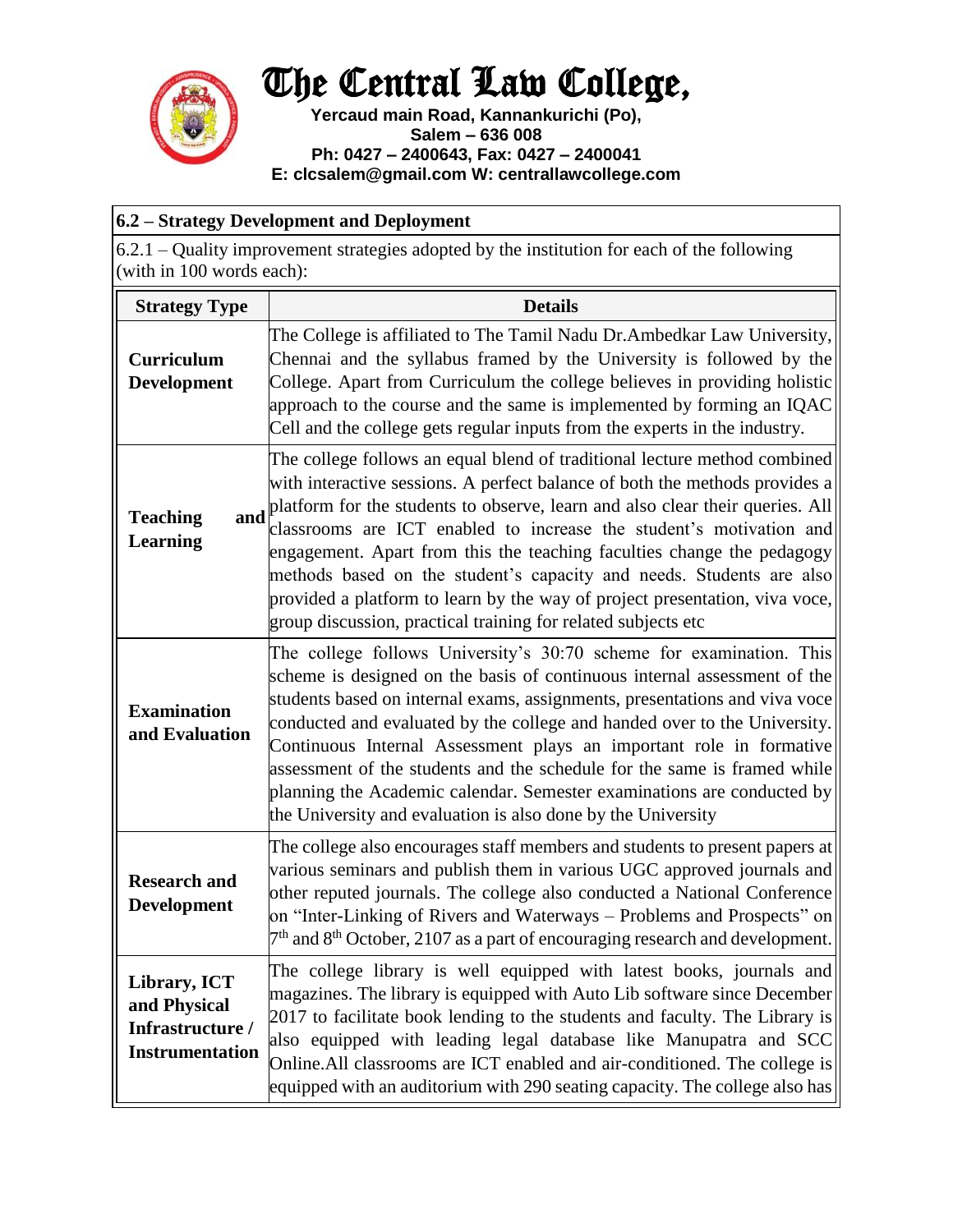# The Central Law College,

**Yercaud main Road, Kannankurichi (Po), Salem – 636 008**
**Ph: 0427 – 2400643, Fax: 0427 – 2400041**
**E: clcsalem@gmail.com W: centrallawcollege.com**

**6.2 – Strategy Development and Deployment**

6.2.1 – Quality improvement strategies adopted by the institution for each of the following (with in 100 words each):

| Strategy Type | Details |
|---|---|
| **Curriculum Development** | The College is affiliated to The Tamil Nadu Dr.Ambedkar Law University, Chennai and the syllabus framed by the University is followed by the College. Apart from Curriculum the college believes in providing holistic approach to the course and the same is implemented by forming an IQAC Cell and the college gets regular inputs from the experts in the industry. |
| **Teaching and Learning** | The college follows an equal blend of traditional lecture method combined with interactive sessions. A perfect balance of both the methods provides a platform for the students to observe, learn and also clear their queries. All classrooms are ICT enabled to increase the student's motivation and engagement. Apart from this the teaching faculties change the pedagogy methods based on the student's capacity and needs. Students are also provided a platform to learn by the way of project presentation, viva voce, group discussion, practical training for related subjects etc |
| **Examination and Evaluation** | The college follows University's 30:70 scheme for examination. This scheme is designed on the basis of continuous internal assessment of the students based on internal exams, assignments, presentations and viva voce conducted and evaluated by the college and handed over to the University. Continuous Internal Assessment plays an important role in formative assessment of the students and the schedule for the same is framed while planning the Academic calendar. Semester examinations are conducted by the University and evaluation is also done by the University |
| **Research and Development** | The college also encourages staff members and students to present papers at various seminars and publish them in various UGC approved journals and other reputed journals. The college also conducted a National Conference on "Inter-Linking of Rivers and Waterways – Problems and Prospects" on 7th and 8th October, 2107 as a part of encouraging research and development. |
| **Library, ICT and Physical Infrastructure / Instrumentation** | The college library is well equipped with latest books, journals and magazines. The library is equipped with Auto Lib software since December 2017 to facilitate book lending to the students and faculty. The Library is also equipped with leading legal database like Manupatra and SCC Online.All classrooms are ICT enabled and air-conditioned. The college is equipped with an auditorium with 290 seating capacity. The college also has |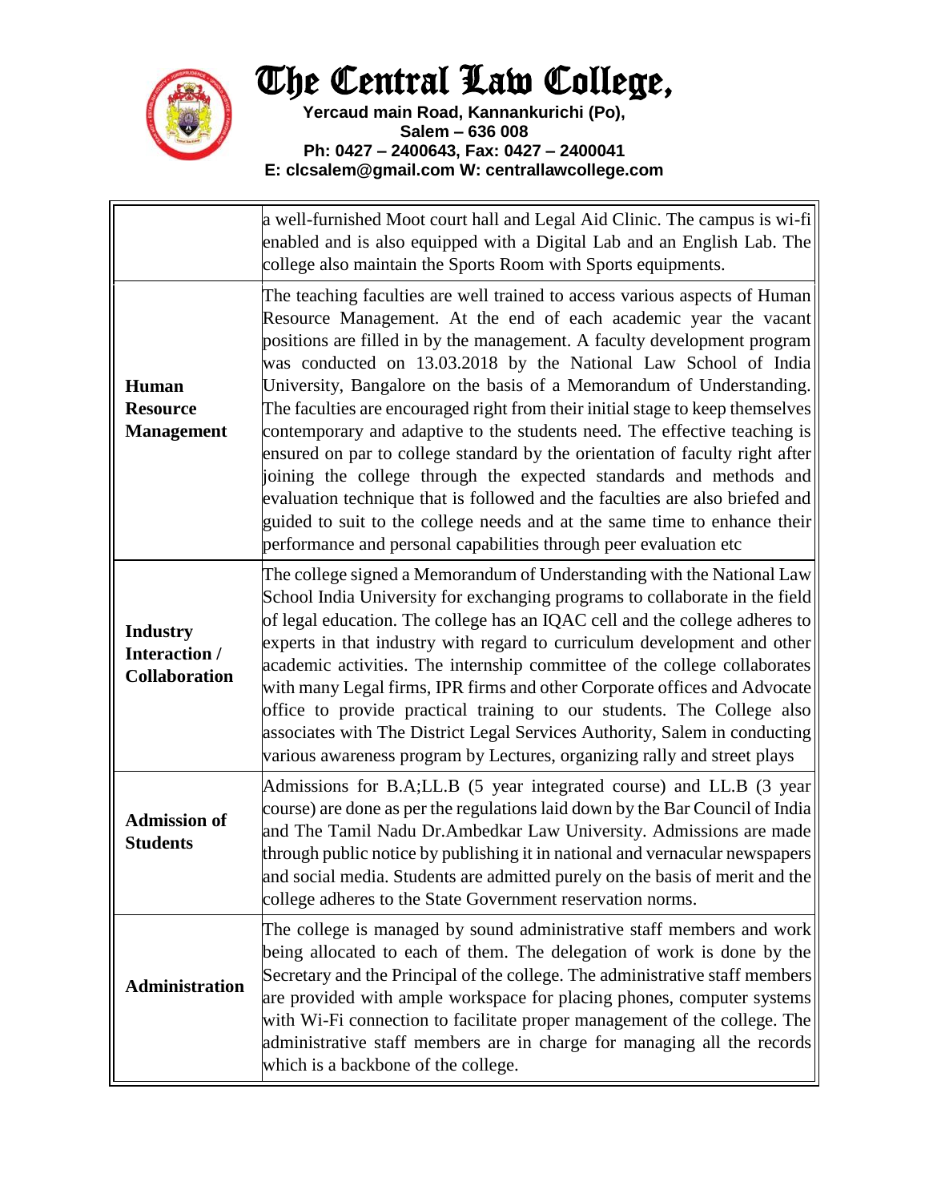# The Central Law College,

**Yercaud main Road, Kannankurichi (Po), Salem – 636 008**
**Ph: 0427 – 2400643, Fax: 0427 – 2400041**
**E: clcsalem@gmail.com W: centrallawcollege.com**

| | |
|---|---|
| | a well-furnished Moot court hall and Legal Aid Clinic. The campus is wi-fi enabled and is also equipped with a Digital Lab and an English Lab. The college also maintain the Sports Room with Sports equipments. |
| **Human Resource Management** | The teaching faculties are well trained to access various aspects of Human Resource Management. At the end of each academic year the vacant positions are filled in by the management. A faculty development program was conducted on 13.03.2018 by the National Law School of India University, Bangalore on the basis of a Memorandum of Understanding. The faculties are encouraged right from their initial stage to keep themselves contemporary and adaptive to the students need. The effective teaching is ensured on par to college standard by the orientation of faculty right after joining the college through the expected standards and methods and evaluation technique that is followed and the faculties are also briefed and guided to suit to the college needs and at the same time to enhance their performance and personal capabilities through peer evaluation etc |
| **Industry Interaction / Collaboration** | The college signed a Memorandum of Understanding with the National Law School India University for exchanging programs to collaborate in the field of legal education. The college has an IQAC cell and the college adheres to experts in that industry with regard to curriculum development and other academic activities. The internship committee of the college collaborates with many Legal firms, IPR firms and other Corporate offices and Advocate office to provide practical training to our students. The College also associates with The District Legal Services Authority, Salem in conducting various awareness program by Lectures, organizing rally and street plays |
| **Admission of Students** | Admissions for B.A;LL.B (5 year integrated course) and LL.B (3 year course) are done as per the regulations laid down by the Bar Council of India and The Tamil Nadu Dr.Ambedkar Law University. Admissions are made through public notice by publishing it in national and vernacular newspapers and social media. Students are admitted purely on the basis of merit and the college adheres to the State Government reservation norms. |
| **Administration** | The college is managed by sound administrative staff members and work being allocated to each of them. The delegation of work is done by the Secretary and the Principal of the college. The administrative staff members are provided with ample workspace for placing phones, computer systems with Wi-Fi connection to facilitate proper management of the college. The administrative staff members are in charge for managing all the records which is a backbone of the college. |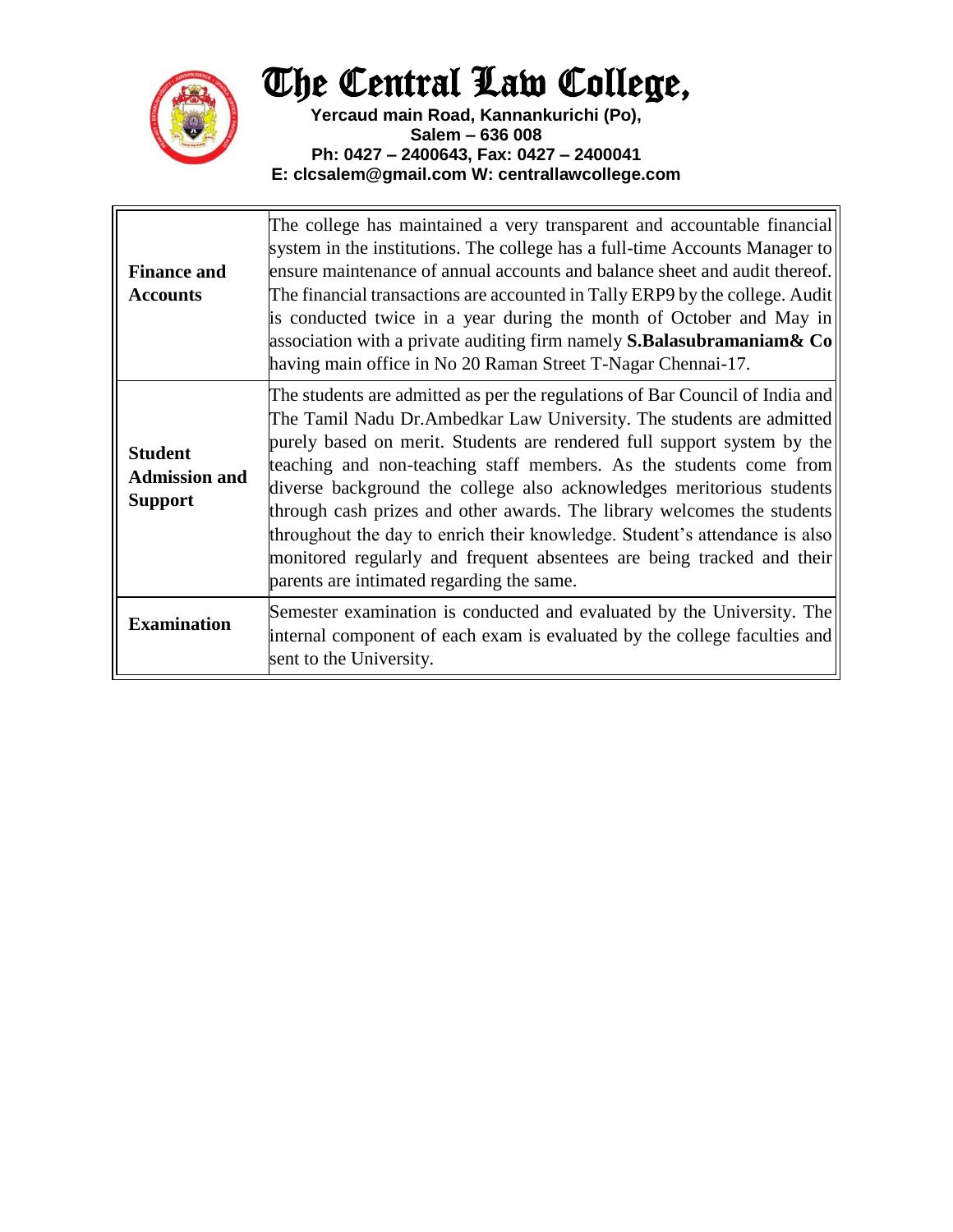# The Central Law College,

**Yercaud main Road, Kannankurichi (Po),**
**Salem – 636 008**
**Ph: 0427 – 2400643, Fax: 0427 – 2400041**
**E: clcsalem@gmail.com W: centrallawcollege.com**

| | |
|---|---|
| **Finance and Accounts** | The college has maintained a very transparent and accountable financial system in the institutions. The college has a full-time Accounts Manager to ensure maintenance of annual accounts and balance sheet and audit thereof. The financial transactions are accounted in Tally ERP9 by the college. Audit is conducted twice in a year during the month of October and May in association with a private auditing firm namely **S.Balasubramaniam& Co** having main office in No 20 Raman Street T-Nagar Chennai-17. |
| **Student Admission and Support** | The students are admitted as per the regulations of Bar Council of India and The Tamil Nadu Dr.Ambedkar Law University. The students are admitted purely based on merit. Students are rendered full support system by the teaching and non-teaching staff members. As the students come from diverse background the college also acknowledges meritorious students through cash prizes and other awards. The library welcomes the students throughout the day to enrich their knowledge. Student's attendance is also monitored regularly and frequent absentees are being tracked and their parents are intimated regarding the same. |
| **Examination** | Semester examination is conducted and evaluated by the University. The internal component of each exam is evaluated by the college faculties and sent to the University. |